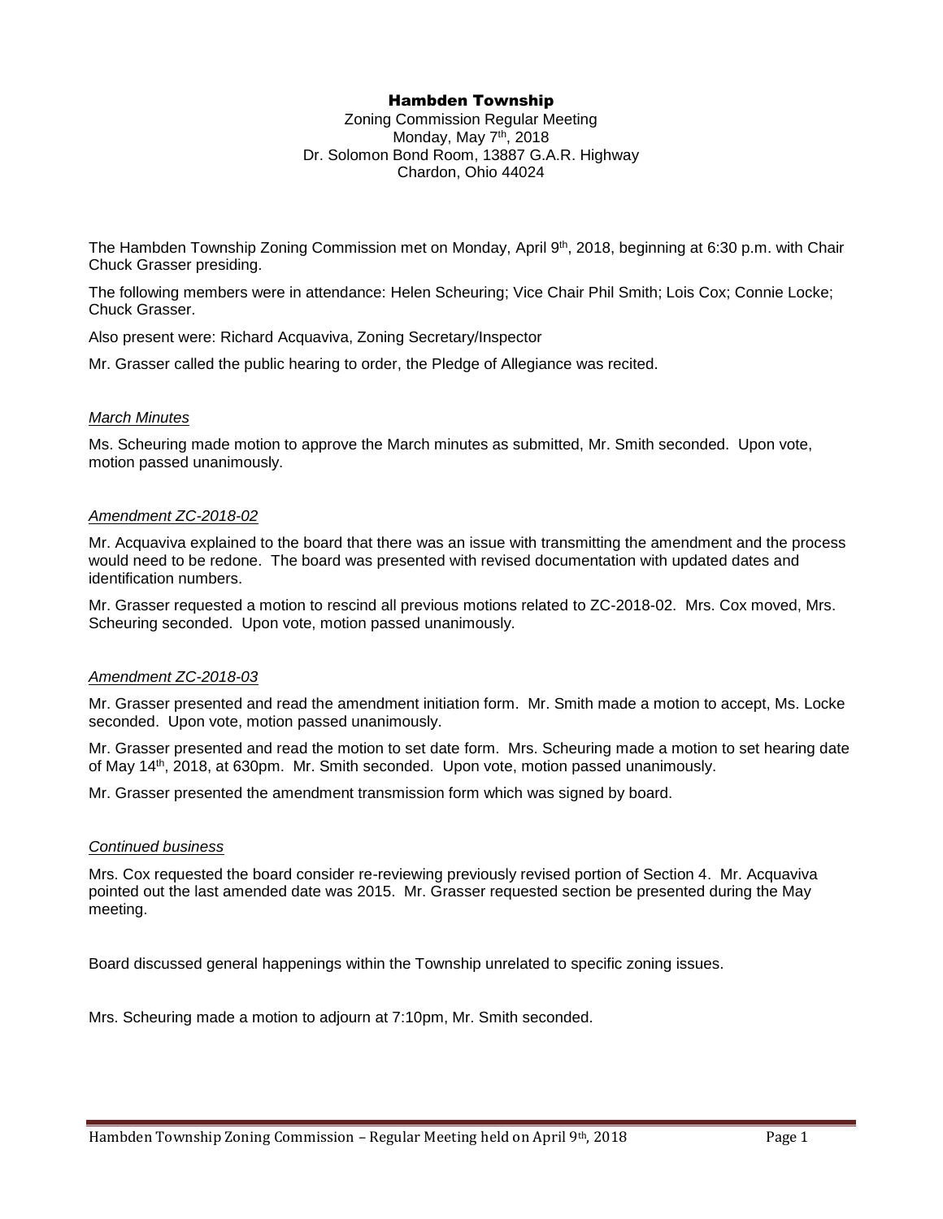# Hambden Township

Zoning Commission Regular Meeting
Monday, May 7th, 2018
Dr. Solomon Bond Room, 13887 G.A.R. Highway
Chardon, Ohio 44024

The Hambden Township Zoning Commission met on Monday, April 9th, 2018, beginning at 6:30 p.m. with Chair Chuck Grasser presiding.

The following members were in attendance: Helen Scheuring; Vice Chair Phil Smith; Lois Cox; Connie Locke; Chuck Grasser.

Also present were: Richard Acquaviva, Zoning Secretary/Inspector

Mr. Grasser called the public hearing to order, the Pledge of Allegiance was recited.

*March Minutes*

Ms. Scheuring made motion to approve the March minutes as submitted, Mr. Smith seconded. Upon vote, motion passed unanimously.

*Amendment ZC-2018-02*

Mr. Acquaviva explained to the board that there was an issue with transmitting the amendment and the process would need to be redone. The board was presented with revised documentation with updated dates and identification numbers.

Mr. Grasser requested a motion to rescind all previous motions related to ZC-2018-02. Mrs. Cox moved, Mrs. Scheuring seconded. Upon vote, motion passed unanimously.

*Amendment ZC-2018-03*

Mr. Grasser presented and read the amendment initiation form. Mr. Smith made a motion to accept, Ms. Locke seconded. Upon vote, motion passed unanimously.

Mr. Grasser presented and read the motion to set date form. Mrs. Scheuring made a motion to set hearing date of May 14th, 2018, at 630pm. Mr. Smith seconded. Upon vote, motion passed unanimously.

Mr. Grasser presented the amendment transmission form which was signed by board.

*Continued business*

Mrs. Cox requested the board consider re-reviewing previously revised portion of Section 4. Mr. Acquaviva pointed out the last amended date was 2015. Mr. Grasser requested section be presented during the May meeting.

Board discussed general happenings within the Township unrelated to specific zoning issues.

Mrs. Scheuring made a motion to adjourn at 7:10pm, Mr. Smith seconded.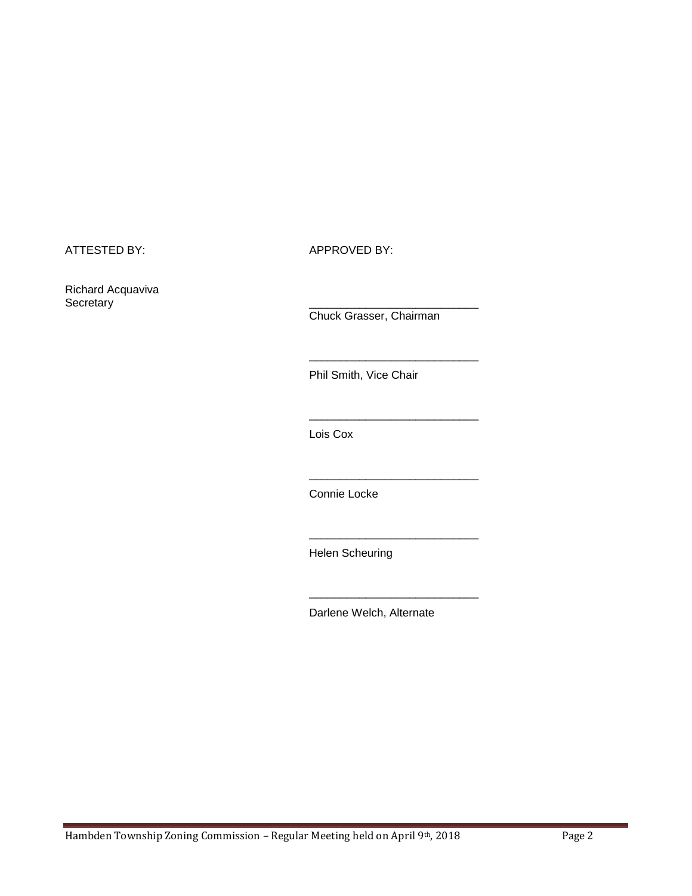ATTESTED BY: APPROVED BY:

Richard Acquaviva
Secretary

___________________________
Chuck Grasser, Chairman

___________________________
Phil Smith, Vice Chair

___________________________
Lois Cox

___________________________
Connie Locke

___________________________
Helen Scheuring

___________________________
Darlene Welch, Alternate